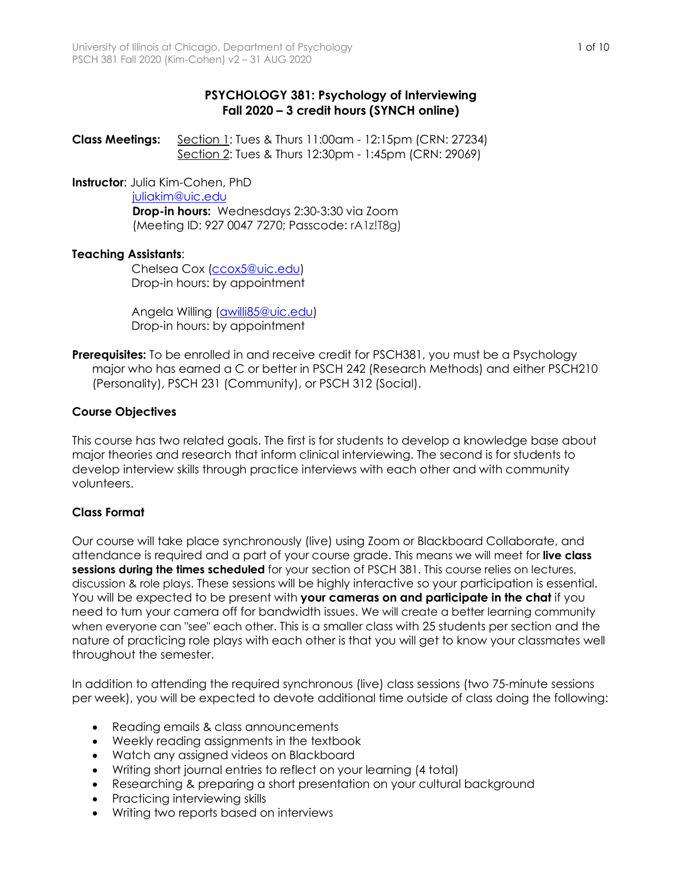# PSYCHOLOGY 381: Psychology of Interviewing
## Fall 2020 – 3 credit hours (SYNCH online)

**Class Meetings:** Section 1: Tues & Thurs 11:00am - 12:15pm (CRN: 27234)
Section 2: Tues & Thurs 12:30pm - 1:45pm (CRN: 29069)

**Instructor**: Julia Kim-Cohen, PhD
juliakim@uic.edu
**Drop-in hours:** Wednesdays 2:30-3:30 via Zoom
(Meeting ID: 927 0047 7270; Passcode: rA1z!T8g)

**Teaching Assistants**:
Chelsea Cox (ccox5@uic.edu)
Drop-in hours: by appointment

Angela Willing (awilli85@uic.edu)
Drop-in hours: by appointment

**Prerequisites:** To be enrolled in and receive credit for PSCH381, you must be a Psychology major who has earned a C or better in PSCH 242 (Research Methods) and either PSCH210 (Personality), PSCH 231 (Community), or PSCH 312 (Social).

### Course Objectives

This course has two related goals. The first is for students to develop a knowledge base about major theories and research that inform clinical interviewing. The second is for students to develop interview skills through practice interviews with each other and with community volunteers.

### Class Format

Our course will take place synchronously (live) using Zoom or Blackboard Collaborate, and attendance is required and a part of your course grade. This means we will meet for **live class sessions during the times scheduled** for your section of PSCH 381. This course relies on lectures, discussion & role plays. These sessions will be highly interactive so your participation is essential. You will be expected to be present with **your cameras on and participate in the chat** if you need to turn your camera off for bandwidth issues. We will create a better learning community when everyone can "see" each other. This is a smaller class with 25 students per section and the nature of practicing role plays with each other is that you will get to know your classmates well throughout the semester.

In addition to attending the required synchronous (live) class sessions (two 75-minute sessions per week), you will be expected to devote additional time outside of class doing the following:

- Reading emails & class announcements
- Weekly reading assignments in the textbook
- Watch any assigned videos on Blackboard
- Writing short journal entries to reflect on your learning (4 total)
- Researching & preparing a short presentation on your cultural background
- Practicing interviewing skills
- Writing two reports based on interviews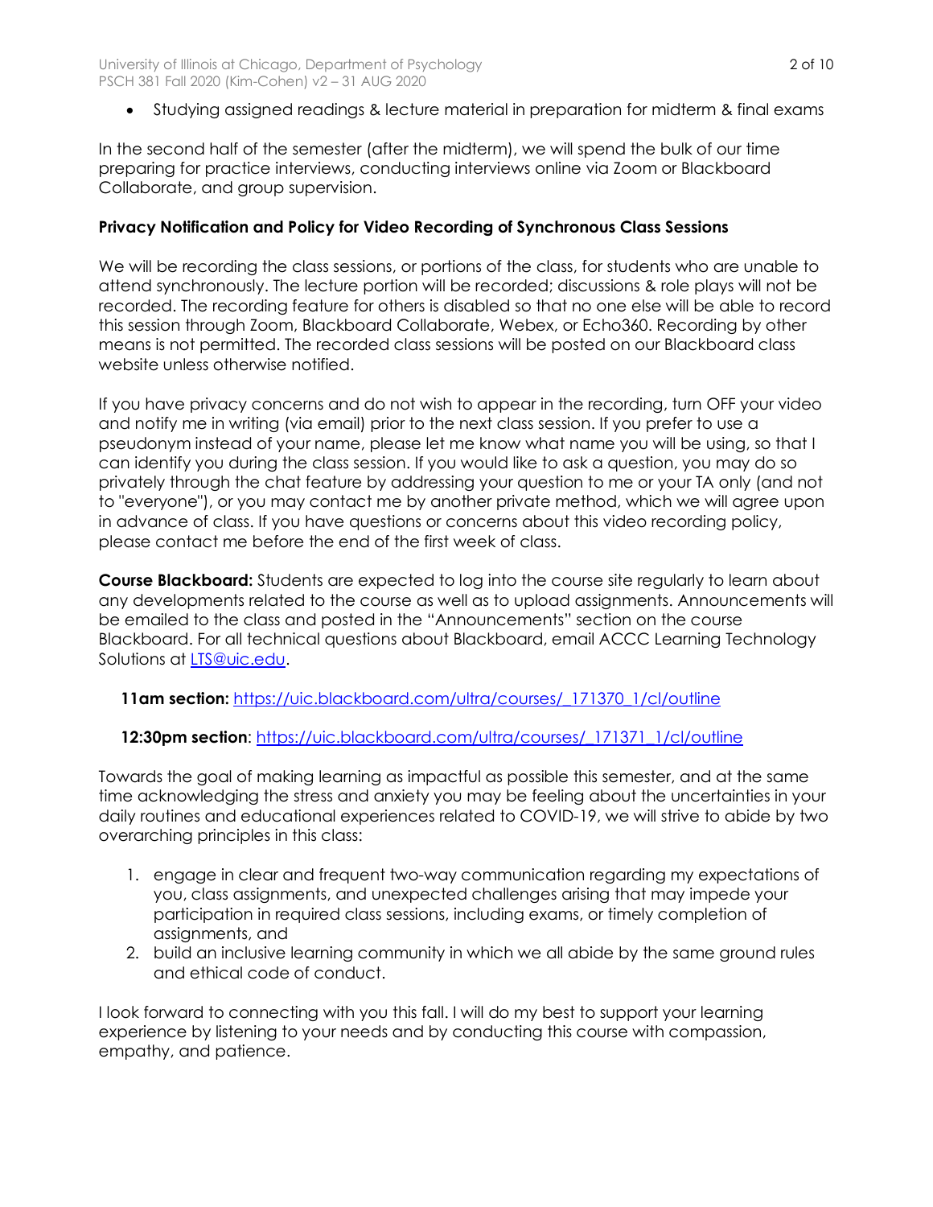- Studying assigned readings & lecture material in preparation for midterm & final exams

In the second half of the semester (after the midterm), we will spend the bulk of our time preparing for practice interviews, conducting interviews online via Zoom or Blackboard Collaborate, and group supervision.

**Privacy Notification and Policy for Video Recording of Synchronous Class Sessions**

We will be recording the class sessions, or portions of the class, for students who are unable to attend synchronously. The lecture portion will be recorded; discussions & role plays will not be recorded. The recording feature for others is disabled so that no one else will be able to record this session through Zoom, Blackboard Collaborate, Webex, or Echo360. Recording by other means is not permitted. The recorded class sessions will be posted on our Blackboard class website unless otherwise notified.

If you have privacy concerns and do not wish to appear in the recording, turn OFF your video and notify me in writing (via email) prior to the next class session. If you prefer to use a pseudonym instead of your name, please let me know what name you will be using, so that I can identify you during the class session. If you would like to ask a question, you may do so privately through the chat feature by addressing your question to me or your TA only (and not to "everyone"), or you may contact me by another private method, which we will agree upon in advance of class. If you have questions or concerns about this video recording policy, please contact me before the end of the first week of class.

**Course Blackboard:** Students are expected to log into the course site regularly to learn about any developments related to the course as well as to upload assignments. Announcements will be emailed to the class and posted in the "Announcements" section on the course Blackboard. For all technical questions about Blackboard, email ACCC Learning Technology Solutions at LTS@uic.edu.

**11am section:** https://uic.blackboard.com/ultra/courses/_171370_1/cl/outline

**12:30pm section**: https://uic.blackboard.com/ultra/courses/_171371_1/cl/outline

Towards the goal of making learning as impactful as possible this semester, and at the same time acknowledging the stress and anxiety you may be feeling about the uncertainties in your daily routines and educational experiences related to COVID-19, we will strive to abide by two overarching principles in this class:

1. engage in clear and frequent two-way communication regarding my expectations of you, class assignments, and unexpected challenges arising that may impede your participation in required class sessions, including exams, or timely completion of assignments, and
2. build an inclusive learning community in which we all abide by the same ground rules and ethical code of conduct.

I look forward to connecting with you this fall. I will do my best to support your learning experience by listening to your needs and by conducting this course with compassion, empathy, and patience.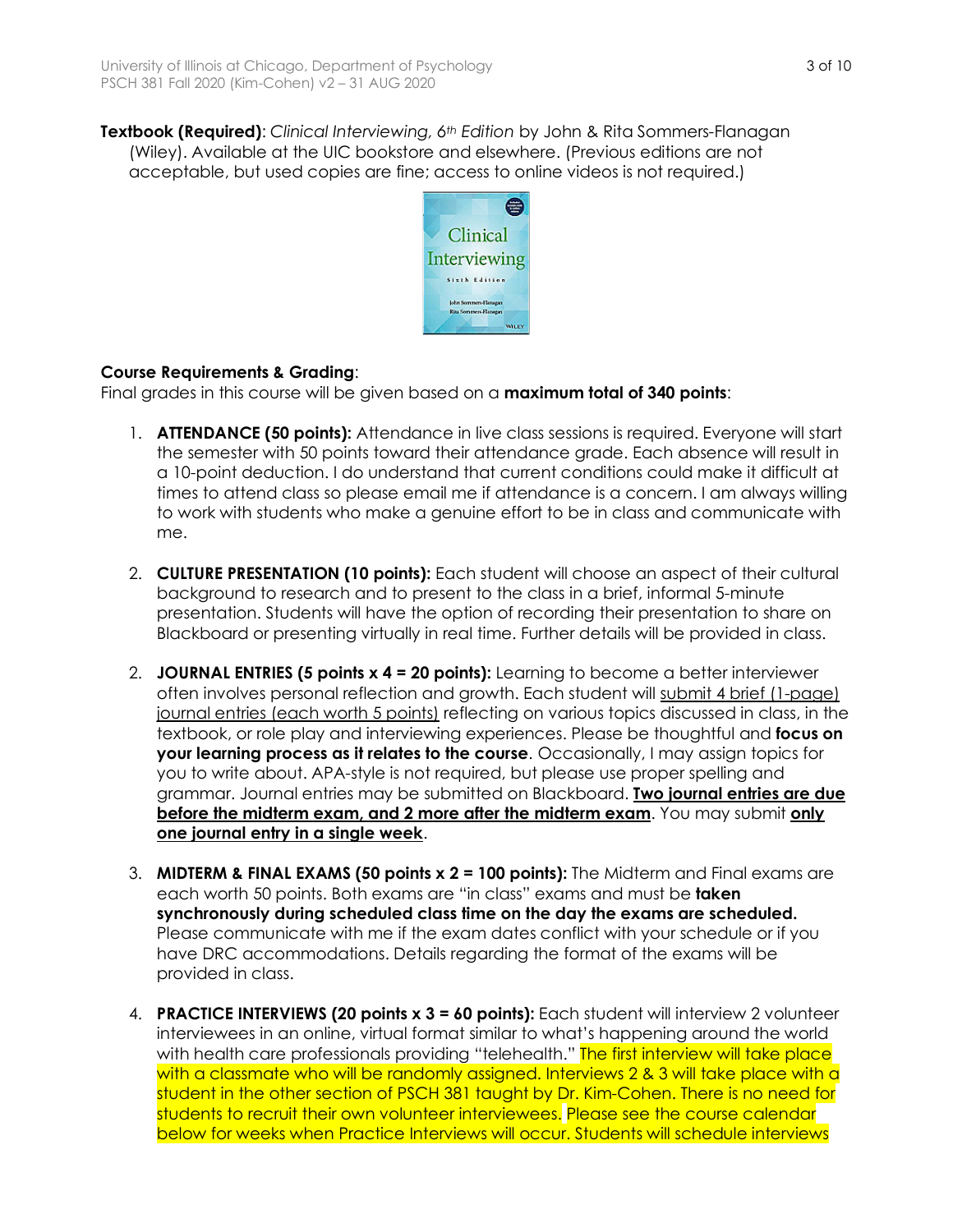**Textbook (Required)**: *Clinical Interviewing, 6th Edition* by John & Rita Sommers-Flanagan (Wiley). Available at the UIC bookstore and elsewhere. (Previous editions are not acceptable, but used copies are fine; access to online videos is not required.)

**Course Requirements & Grading**:
Final grades in this course will be given based on a **maximum total of 340 points**:

1. **ATTENDANCE (50 points):** Attendance in live class sessions is required. Everyone will start the semester with 50 points toward their attendance grade. Each absence will result in a 10-point deduction. I do understand that current conditions could make it difficult at times to attend class so please email me if attendance is a concern. I am always willing to work with students who make a genuine effort to be in class and communicate with me.

2. **CULTURE PRESENTATION (10 points):** Each student will choose an aspect of their cultural background to research and to present to the class in a brief, informal 5-minute presentation. Students will have the option of recording their presentation to share on Blackboard or presenting virtually in real time. Further details will be provided in class.

2. **JOURNAL ENTRIES (5 points x 4 = 20 points):** Learning to become a better interviewer often involves personal reflection and growth. Each student will submit 4 brief (1-page) journal entries (each worth 5 points) reflecting on various topics discussed in class, in the textbook, or role play and interviewing experiences. Please be thoughtful and **focus on your learning process as it relates to the course**. Occasionally, I may assign topics for you to write about. APA-style is not required, but please use proper spelling and grammar. Journal entries may be submitted on Blackboard. **Two journal entries are due before the midterm exam, and 2 more after the midterm exam**. You may submit **only one journal entry in a single week**.

3. **MIDTERM & FINAL EXAMS (50 points x 2 = 100 points):** The Midterm and Final exams are each worth 50 points. Both exams are "in class" exams and must be **taken synchronously during scheduled class time on the day the exams are scheduled.** Please communicate with me if the exam dates conflict with your schedule or if you have DRC accommodations. Details regarding the format of the exams will be provided in class.

4. **PRACTICE INTERVIEWS (20 points x 3 = 60 points):** Each student will interview 2 volunteer interviewees in an online, virtual format similar to what's happening around the world with health care professionals providing "telehealth." The first interview will take place with a classmate who will be randomly assigned. Interviews 2 & 3 will take place with a student in the other section of PSCH 381 taught by Dr. Kim-Cohen. There is no need for students to recruit their own volunteer interviewees. Please see the course calendar below for weeks when Practice Interviews will occur. Students will schedule interviews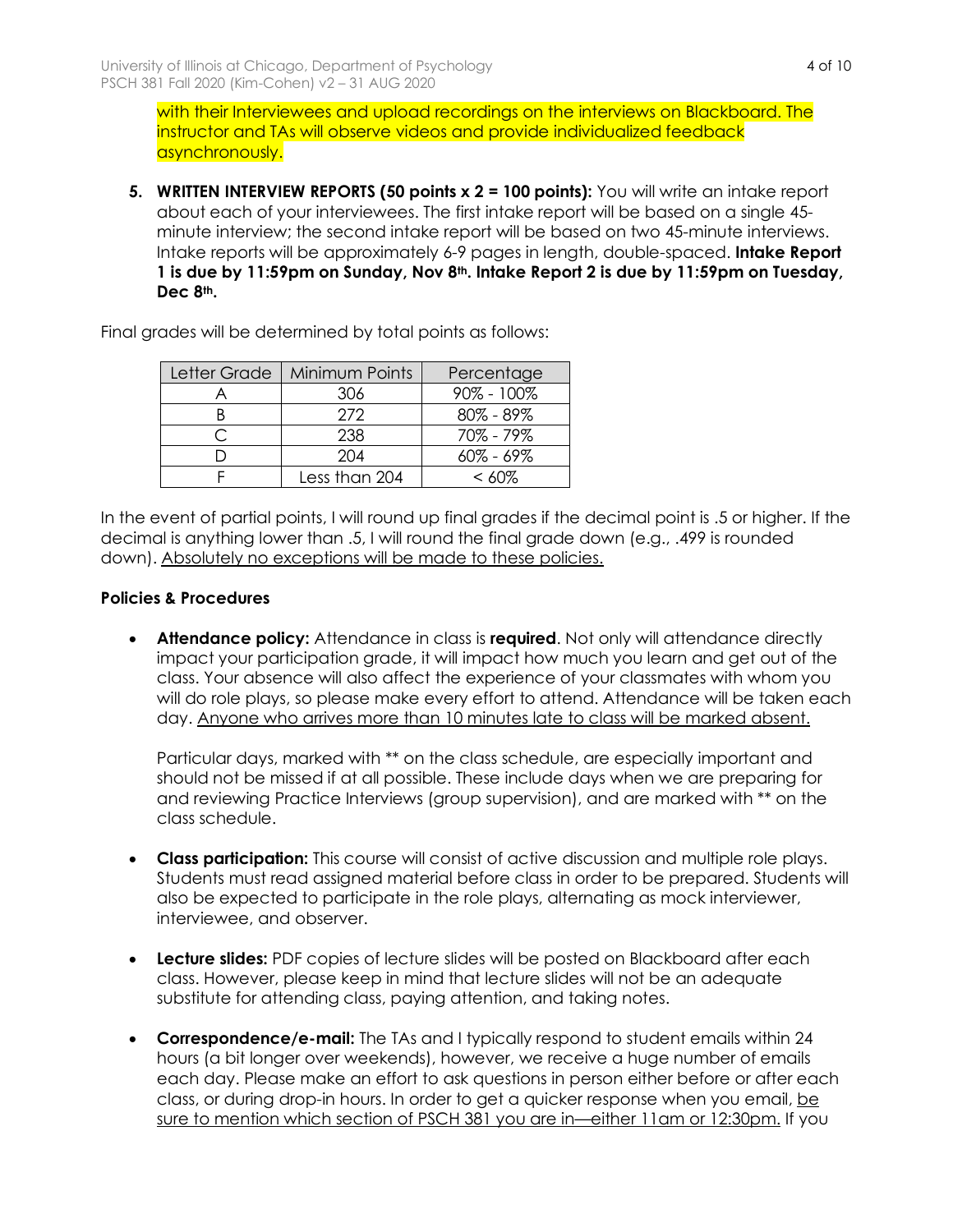with their Interviewees and upload recordings on the interviews on Blackboard. The instructor and TAs will observe videos and provide individualized feedback asynchronously.

5. **WRITTEN INTERVIEW REPORTS (50 points x 2 = 100 points):** You will write an intake report about each of your interviewees. The first intake report will be based on a single 45-minute interview; the second intake report will be based on two 45-minute interviews. Intake reports will be approximately 6-9 pages in length, double-spaced. **Intake Report 1 is due by 11:59pm on Sunday, Nov 8th. Intake Report 2 is due by 11:59pm on Tuesday, Dec 8th.**

Final grades will be determined by total points as follows:

| Letter Grade | Minimum Points | Percentage |
|---|---|---|
| A | 306 | 90% - 100% |
| B | 272 | 80% - 89% |
| C | 238 | 70% - 79% |
| D | 204 | 60% - 69% |
| F | Less than 204 | < 60% |

In the event of partial points, I will round up final grades if the decimal point is .5 or higher. If the decimal is anything lower than .5, I will round the final grade down (e.g., .499 is rounded down). Absolutely no exceptions will be made to these policies.

**Policies & Procedures**

- **Attendance policy:** Attendance in class is **required**. Not only will attendance directly impact your participation grade, it will impact how much you learn and get out of the class. Your absence will also affect the experience of your classmates with whom you will do role plays, so please make every effort to attend. Attendance will be taken each day. Anyone who arrives more than 10 minutes late to class will be marked absent.

  Particular days, marked with ** on the class schedule, are especially important and should not be missed if at all possible. These include days when we are preparing for and reviewing Practice Interviews (group supervision), and are marked with ** on the class schedule.

- **Class participation:** This course will consist of active discussion and multiple role plays. Students must read assigned material before class in order to be prepared. Students will also be expected to participate in the role plays, alternating as mock interviewer, interviewee, and observer.

- **Lecture slides:** PDF copies of lecture slides will be posted on Blackboard after each class. However, please keep in mind that lecture slides will not be an adequate substitute for attending class, paying attention, and taking notes.

- **Correspondence/e-mail:** The TAs and I typically respond to student emails within 24 hours (a bit longer over weekends), however, we receive a huge number of emails each day. Please make an effort to ask questions in person either before or after each class, or during drop-in hours. In order to get a quicker response when you email, be sure to mention which section of PSCH 381 you are in—either 11am or 12:30pm. If you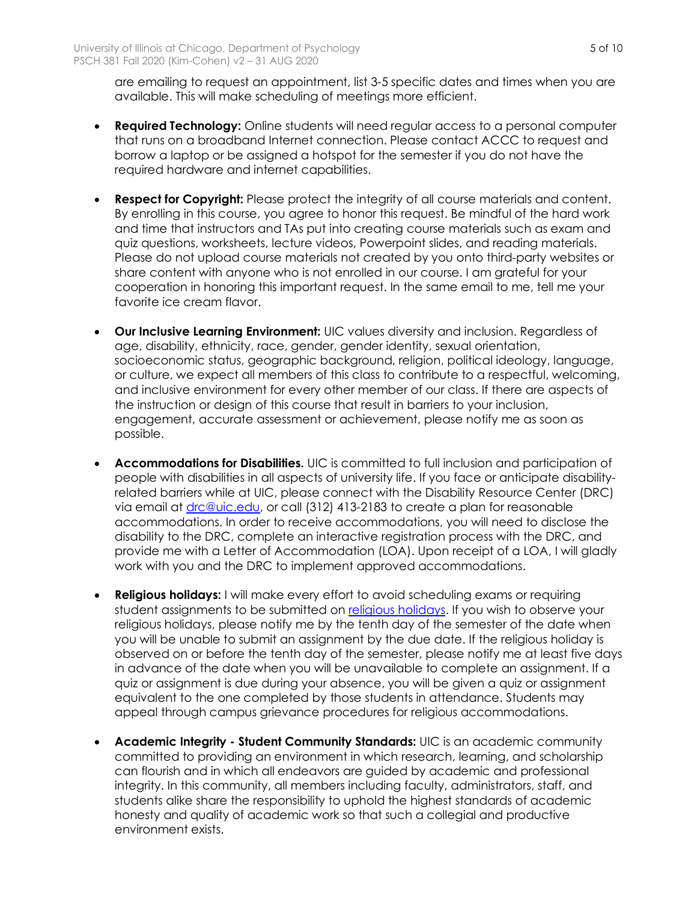are emailing to request an appointment, list 3-5 specific dates and times when you are available. This will make scheduling of meetings more efficient.

- **Required Technology:** Online students will need regular access to a personal computer that runs on a broadband Internet connection. Please contact ACCC to request and borrow a laptop or be assigned a hotspot for the semester if you do not have the required hardware and internet capabilities.

- **Respect for Copyright:** Please protect the integrity of all course materials and content. By enrolling in this course, you agree to honor this request. Be mindful of the hard work and time that instructors and TAs put into creating course materials such as exam and quiz questions, worksheets, lecture videos, Powerpoint slides, and reading materials. Please do not upload course materials not created by you onto third-party websites or share content with anyone who is not enrolled in our course. I am grateful for your cooperation in honoring this important request. In the same email to me, tell me your favorite ice cream flavor.

- **Our Inclusive Learning Environment:** UIC values diversity and inclusion. Regardless of age, disability, ethnicity, race, gender, gender identity, sexual orientation, socioeconomic status, geographic background, religion, political ideology, language, or culture, we expect all members of this class to contribute to a respectful, welcoming, and inclusive environment for every other member of our class. If there are aspects of the instruction or design of this course that result in barriers to your inclusion, engagement, accurate assessment or achievement, please notify me as soon as possible.

- **Accommodations for Disabilities.** UIC is committed to full inclusion and participation of people with disabilities in all aspects of university life. If you face or anticipate disability-related barriers while at UIC, please connect with the Disability Resource Center (DRC) via email at [drc@uic.edu](mailto:drc@uic.edu), or call (312) 413-2183 to create a plan for reasonable accommodations. In order to receive accommodations, you will need to disclose the disability to the DRC, complete an interactive registration process with the DRC, and provide me with a Letter of Accommodation (LOA). Upon receipt of a LOA, I will gladly work with you and the DRC to implement approved accommodations.

- **Religious holidays:** I will make every effort to avoid scheduling exams or requiring student assignments to be submitted on religious holidays. If you wish to observe your religious holidays, please notify me by the tenth day of the semester of the date when you will be unable to submit an assignment by the due date. If the religious holiday is observed on or before the tenth day of the semester, please notify me at least five days in advance of the date when you will be unavailable to complete an assignment. If a quiz or assignment is due during your absence, you will be given a quiz or assignment equivalent to the one completed by those students in attendance. Students may appeal through campus grievance procedures for religious accommodations.

- **Academic Integrity - Student Community Standards:** UIC is an academic community committed to providing an environment in which research, learning, and scholarship can flourish and in which all endeavors are guided by academic and professional integrity. In this community, all members including faculty, administrators, staff, and students alike share the responsibility to uphold the highest standards of academic honesty and quality of academic work so that such a collegial and productive environment exists.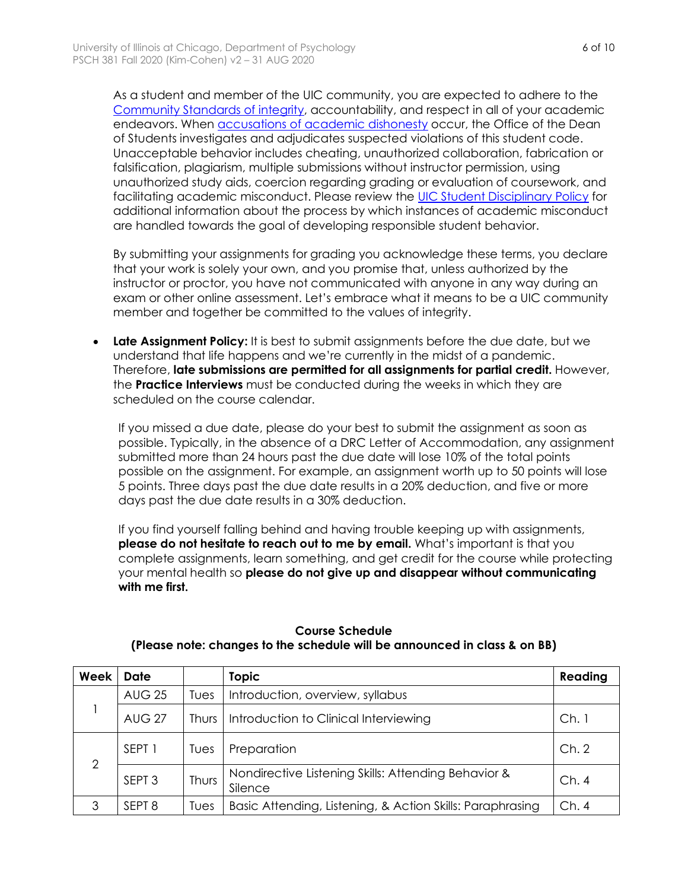As a student and member of the UIC community, you are expected to adhere to the Community Standards of integrity, accountability, and respect in all of your academic endeavors. When accusations of academic dishonesty occur, the Office of the Dean of Students investigates and adjudicates suspected violations of this student code. Unacceptable behavior includes cheating, unauthorized collaboration, fabrication or falsification, plagiarism, multiple submissions without instructor permission, using unauthorized study aids, coercion regarding grading or evaluation of coursework, and facilitating academic misconduct. Please review the UIC Student Disciplinary Policy for additional information about the process by which instances of academic misconduct are handled towards the goal of developing responsible student behavior.

By submitting your assignments for grading you acknowledge these terms, you declare that your work is solely your own, and you promise that, unless authorized by the instructor or proctor, you have not communicated with anyone in any way during an exam or other online assessment. Let's embrace what it means to be a UIC community member and together be committed to the values of integrity.

- **Late Assignment Policy:** It is best to submit assignments before the due date, but we understand that life happens and we're currently in the midst of a pandemic. Therefore, **late submissions are permitted for all assignments for partial credit.** However, the **Practice Interviews** must be conducted during the weeks in which they are scheduled on the course calendar.

  If you missed a due date, please do your best to submit the assignment as soon as possible. Typically, in the absence of a DRC Letter of Accommodation, any assignment submitted more than 24 hours past the due date will lose 10% of the total points possible on the assignment. For example, an assignment worth up to 50 points will lose 5 points. Three days past the due date results in a 20% deduction, and five or more days past the due date results in a 30% deduction.

  If you find yourself falling behind and having trouble keeping up with assignments, **please do not hesitate to reach out to me by email.** What's important is that you complete assignments, learn something, and get credit for the course while protecting your mental health so **please do not give up and disappear without communicating with me first.**

**Course Schedule**
**(Please note: changes to the schedule will be announced in class & on BB)**

| Week | Date | | Topic | Reading |
|---|---|---|---|---|
| 1 | AUG 25 | Tues | Introduction, overview, syllabus | |
| | AUG 27 | Thurs | Introduction to Clinical Interviewing | Ch. 1 |
| 2 | SEPT 1 | Tues | Preparation | Ch. 2 |
| | SEPT 3 | Thurs | Nondirective Listening Skills: Attending Behavior & Silence | Ch. 4 |
| 3 | SEPT 8 | Tues | Basic Attending, Listening, & Action Skills: Paraphrasing | Ch. 4 |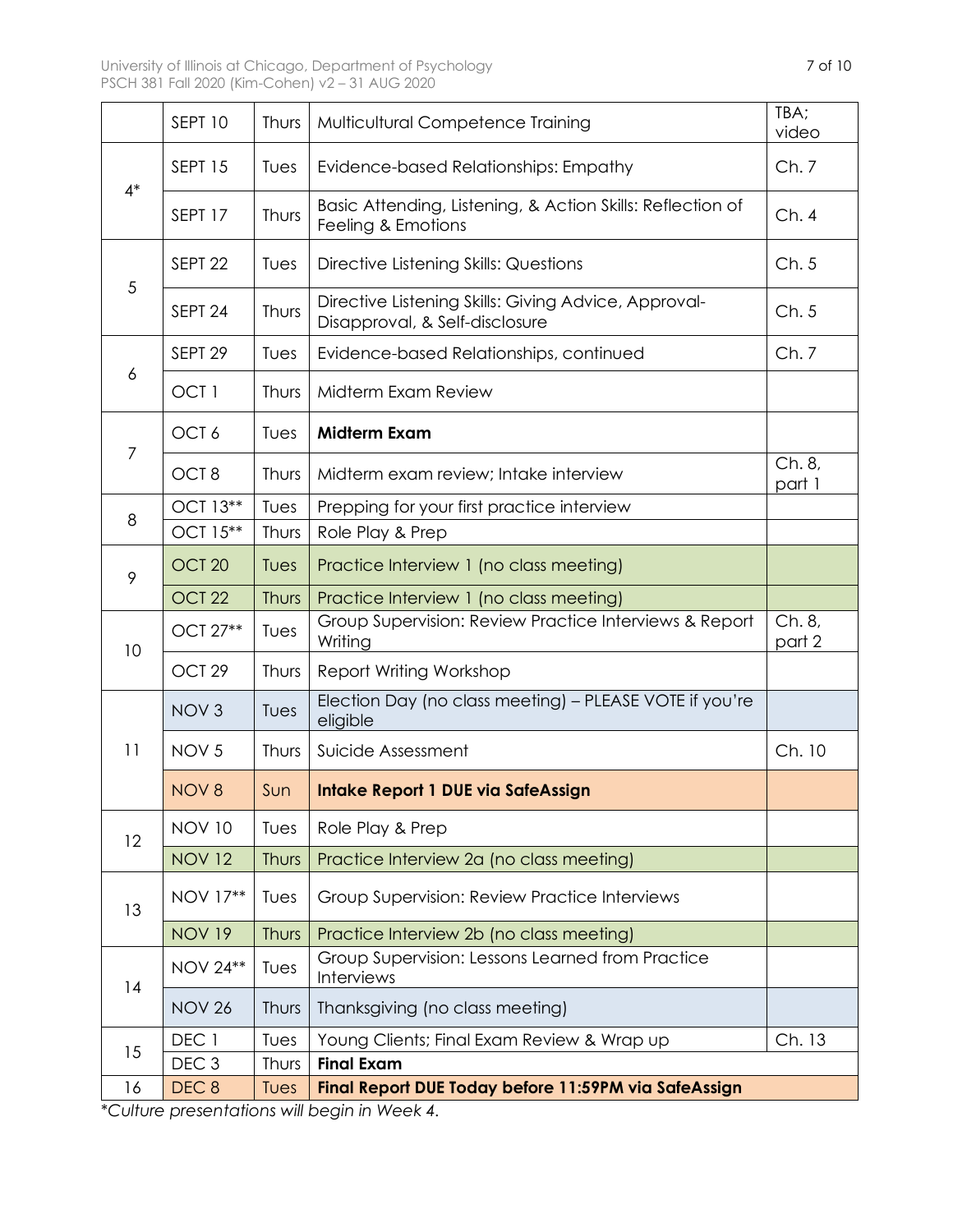| | | | | |
|---|---|---|---|---|
| | SEPT 10 | Thurs | Multicultural Competence Training | TBA; video |
| 4* | SEPT 15 | Tues | Evidence-based Relationships: Empathy | Ch. 7 |
| | SEPT 17 | Thurs | Basic Attending, Listening, & Action Skills: Reflection of Feeling & Emotions | Ch. 4 |
| 5 | SEPT 22 | Tues | Directive Listening Skills: Questions | Ch. 5 |
| | SEPT 24 | Thurs | Directive Listening Skills: Giving Advice, Approval-Disapproval, & Self-disclosure | Ch. 5 |
| 6 | SEPT 29 | Tues | Evidence-based Relationships, continued | Ch. 7 |
| | OCT 1 | Thurs | Midterm Exam Review | |
| 7 | OCT 6 | Tues | **Midterm Exam** | |
| | OCT 8 | Thurs | Midterm exam review; Intake interview | Ch. 8, part 1 |
| 8 | OCT 13** | Tues | Prepping for your first practice interview | |
| | OCT 15** | Thurs | Role Play & Prep | |
| 9 | OCT 20 | Tues | Practice Interview 1 (no class meeting) | |
| | OCT 22 | Thurs | Practice Interview 1 (no class meeting) | |
| 10 | OCT 27** | Tues | Group Supervision: Review Practice Interviews & Report Writing | Ch. 8, part 2 |
| | OCT 29 | Thurs | Report Writing Workshop | |
| 11 | NOV 3 | Tues | Election Day (no class meeting) – PLEASE VOTE if you're eligible | |
| | NOV 5 | Thurs | Suicide Assessment | Ch. 10 |
| | NOV 8 | Sun | **Intake Report 1 DUE via SafeAssign** | |
| 12 | NOV 10 | Tues | Role Play & Prep | |
| | NOV 12 | Thurs | Practice Interview 2a (no class meeting) | |
| 13 | NOV 17** | Tues | Group Supervision: Review Practice Interviews | |
| | NOV 19 | Thurs | Practice Interview 2b (no class meeting) | |
| 14 | NOV 24** | Tues | Group Supervision: Lessons Learned from Practice Interviews | |
| | NOV 26 | Thurs | Thanksgiving (no class meeting) | |
| 15 | DEC 1 | Tues | Young Clients; Final Exam Review & Wrap up | Ch. 13 |
| | DEC 3 | Thurs | **Final Exam** | |
| 16 | DEC 8 | Tues | **Final Report DUE Today before 11:59PM via SafeAssign** | |

*\*Culture presentations will begin in Week 4.*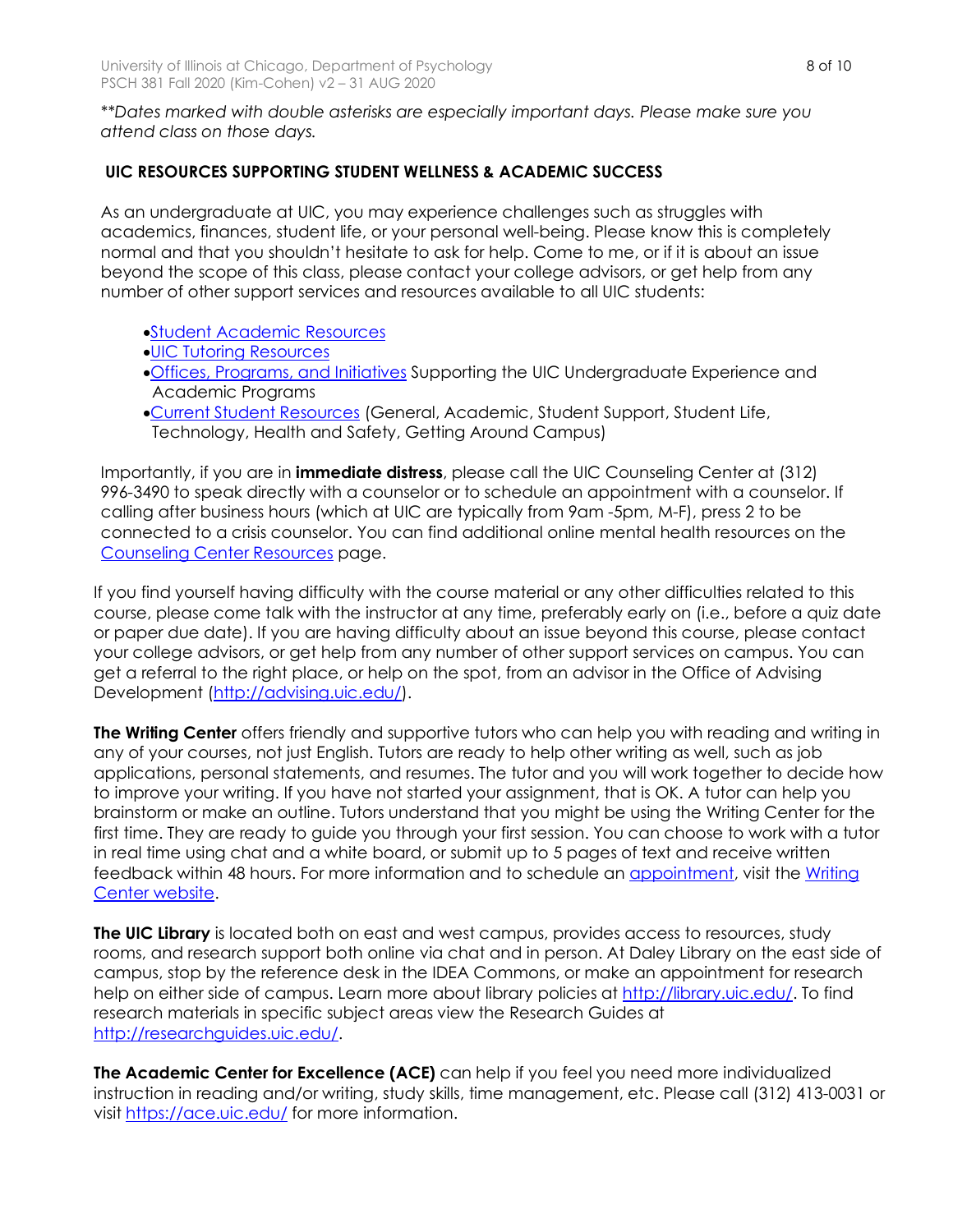*\*\*Dates marked with double asterisks are especially important days. Please make sure you attend class on those days.*

## UIC RESOURCES SUPPORTING STUDENT WELLNESS & ACADEMIC SUCCESS

As an undergraduate at UIC, you may experience challenges such as struggles with academics, finances, student life, or your personal well-being. Please know this is completely normal and that you shouldn't hesitate to ask for help. Come to me, or if it is about an issue beyond the scope of this class, please contact your college advisors, or get help from any number of other support services and resources available to all UIC students:

- Student Academic Resources
- UIC Tutoring Resources
- Offices, Programs, and Initiatives Supporting the UIC Undergraduate Experience and Academic Programs
- Current Student Resources (General, Academic, Student Support, Student Life, Technology, Health and Safety, Getting Around Campus)

Importantly, if you are in **immediate distress**, please call the UIC Counseling Center at (312) 996-3490 to speak directly with a counselor or to schedule an appointment with a counselor. If calling after business hours (which at UIC are typically from 9am -5pm, M-F), press 2 to be connected to a crisis counselor. You can find additional online mental health resources on the Counseling Center Resources page.

If you find yourself having difficulty with the course material or any other difficulties related to this course, please come talk with the instructor at any time, preferably early on (i.e., before a quiz date or paper due date). If you are having difficulty about an issue beyond this course, please contact your college advisors, or get help from any number of other support services on campus. You can get a referral to the right place, or help on the spot, from an advisor in the Office of Advising Development (http://advising.uic.edu/).

**The Writing Center** offers friendly and supportive tutors who can help you with reading and writing in any of your courses, not just English. Tutors are ready to help other writing as well, such as job applications, personal statements, and resumes. The tutor and you will work together to decide how to improve your writing. If you have not started your assignment, that is OK. A tutor can help you brainstorm or make an outline. Tutors understand that you might be using the Writing Center for the first time. They are ready to guide you through your first session. You can choose to work with a tutor in real time using chat and a white board, or submit up to 5 pages of text and receive written feedback within 48 hours. For more information and to schedule an appointment, visit the Writing Center website.

**The UIC Library** is located both on east and west campus, provides access to resources, study rooms, and research support both online via chat and in person. At Daley Library on the east side of campus, stop by the reference desk in the IDEA Commons, or make an appointment for research help on either side of campus. Learn more about library policies at http://library.uic.edu/. To find research materials in specific subject areas view the Research Guides at http://researchguides.uic.edu/.

**The Academic Center for Excellence (ACE)** can help if you feel you need more individualized instruction in reading and/or writing, study skills, time management, etc. Please call (312) 413-0031 or visit https://ace.uic.edu/ for more information.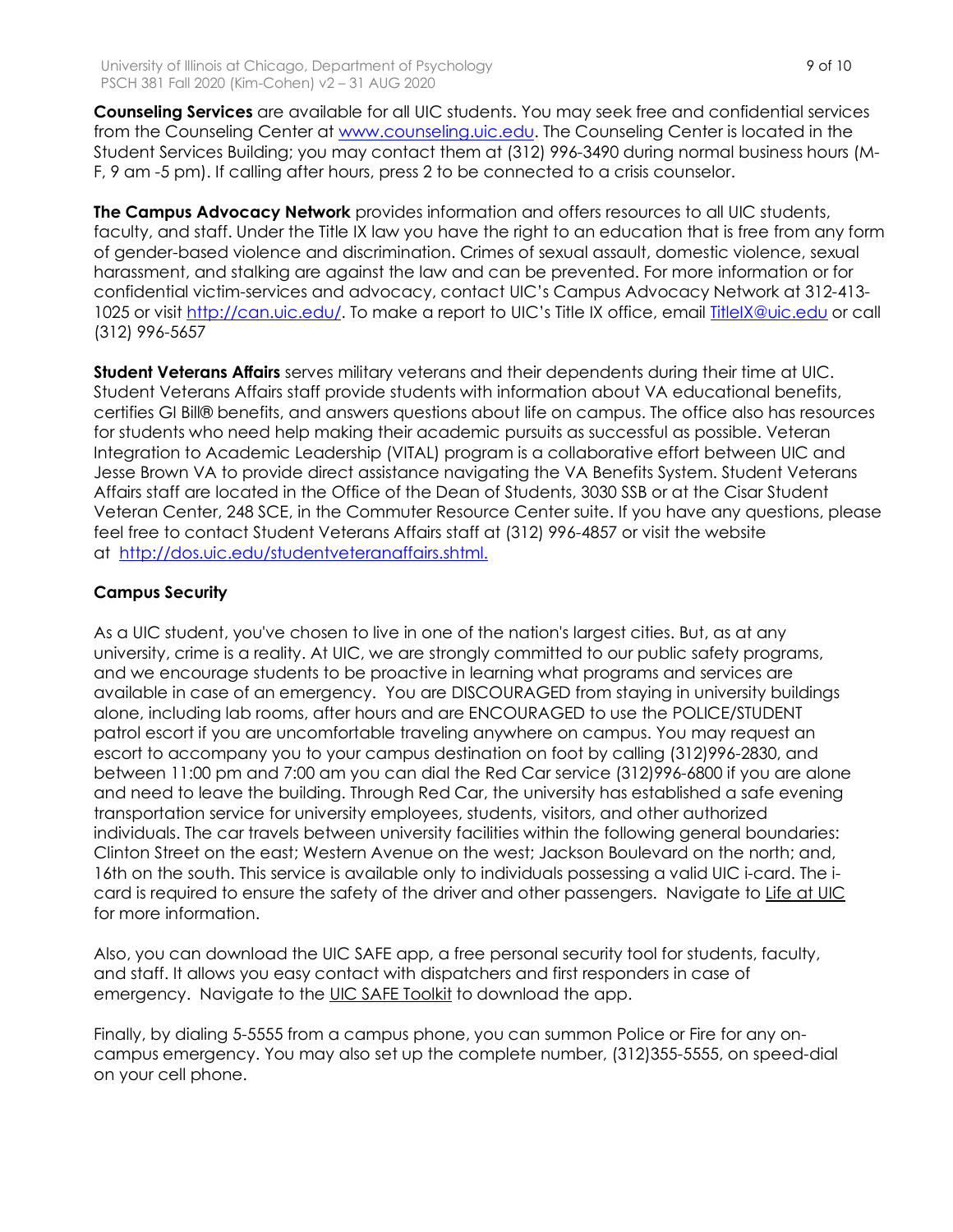**Counseling Services** are available for all UIC students. You may seek free and confidential services from the Counseling Center at [www.counseling.uic.edu](www.counseling.uic.edu). The Counseling Center is located in the Student Services Building; you may contact them at (312) 996-3490 during normal business hours (M-F, 9 am -5 pm). If calling after hours, press 2 to be connected to a crisis counselor.

**The Campus Advocacy Network** provides information and offers resources to all UIC students, faculty, and staff. Under the Title IX law you have the right to an education that is free from any form of gender-based violence and discrimination. Crimes of sexual assault, domestic violence, sexual harassment, and stalking are against the law and can be prevented. For more information or for confidential victim-services and advocacy, contact UIC's Campus Advocacy Network at 312-413-1025 or visit [http://can.uic.edu/](http://can.uic.edu/). To make a report to UIC's Title IX office, email [TitleIX@uic.edu](mailto:TitleIX@uic.edu) or call (312) 996-5657

**Student Veterans Affairs** serves military veterans and their dependents during their time at UIC. Student Veterans Affairs staff provide students with information about VA educational benefits, certifies GI Bill® benefits, and answers questions about life on campus. The office also has resources for students who need help making their academic pursuits as successful as possible. Veteran Integration to Academic Leadership (VITAL) program is a collaborative effort between UIC and Jesse Brown VA to provide direct assistance navigating the VA Benefits System. Student Veterans Affairs staff are located in the Office of the Dean of Students, 3030 SSB or at the Cisar Student Veteran Center, 248 SCE, in the Commuter Resource Center suite. If you have any questions, please feel free to contact Student Veterans Affairs staff at (312) 996-4857 or visit the website at [http://dos.uic.edu/studentveteranaffairs.shtml.](http://dos.uic.edu/studentveteranaffairs.shtml)

### Campus Security

As a UIC student, you've chosen to live in one of the nation's largest cities. But, as at any university, crime is a reality. At UIC, we are strongly committed to our public safety programs, and we encourage students to be proactive in learning what programs and services are available in case of an emergency. You are DISCOURAGED from staying in university buildings alone, including lab rooms, after hours and are ENCOURAGED to use the POLICE/STUDENT patrol escort if you are uncomfortable traveling anywhere on campus. You may request an escort to accompany you to your campus destination on foot by calling (312)996-2830, and between 11:00 pm and 7:00 am you can dial the Red Car service (312)996-6800 if you are alone and need to leave the building. Through Red Car, the university has established a safe evening transportation service for university employees, students, visitors, and other authorized individuals. The car travels between university facilities within the following general boundaries: Clinton Street on the east; Western Avenue on the west; Jackson Boulevard on the north; and, 16th on the south. This service is available only to individuals possessing a valid UIC i-card. The i-card is required to ensure the safety of the driver and other passengers. Navigate to Life at UIC for more information.

Also, you can download the UIC SAFE app, a free personal security tool for students, faculty, and staff. It allows you easy contact with dispatchers and first responders in case of emergency. Navigate to the UIC SAFE Toolkit to download the app.

Finally, by dialing 5-5555 from a campus phone, you can summon Police or Fire for any on-campus emergency. You may also set up the complete number, (312)355-5555, on speed-dial on your cell phone.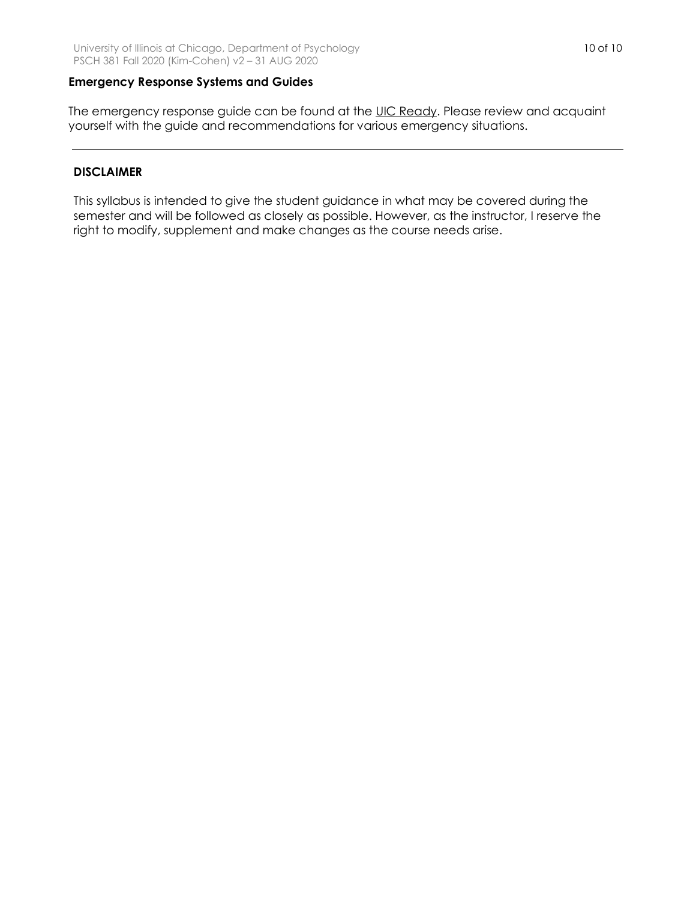**Emergency Response Systems and Guides**

The emergency response guide can be found at the UIC Ready. Please review and acquaint yourself with the guide and recommendations for various emergency situations.

---

**DISCLAIMER**

This syllabus is intended to give the student guidance in what may be covered during the semester and will be followed as closely as possible. However, as the instructor, I reserve the right to modify, supplement and make changes as the course needs arise.